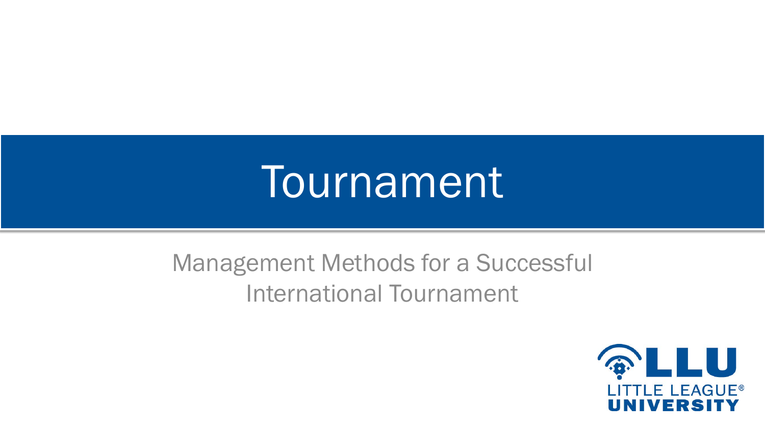# Tournament

Management Methods for a Successful International Tournament

LLU
LITTLE LEAGUE®
UNIVERSITY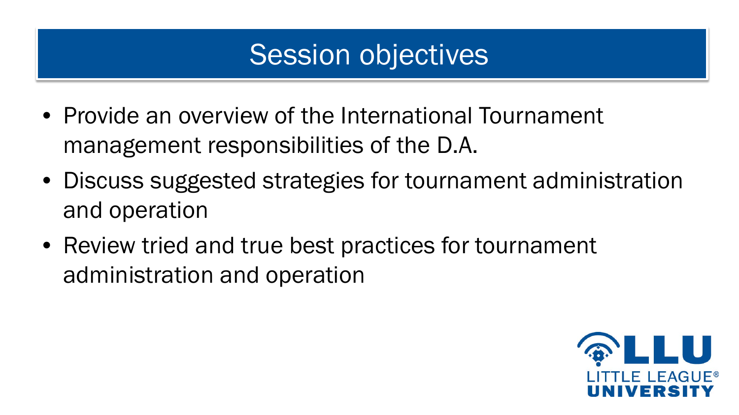# Session objectives

- Provide an overview of the International Tournament management responsibilities of the D.A.
- Discuss suggested strategies for tournament administration and operation
- Review tried and true best practices for tournament administration and operation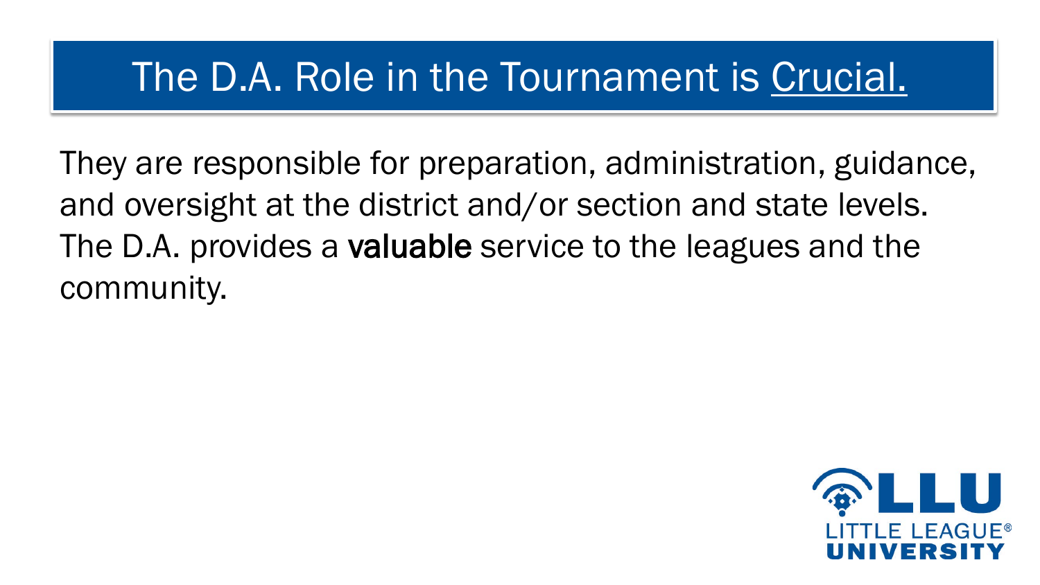# The D.A. Role in the Tournament is Crucial.

They are responsible for preparation, administration, guidance, and oversight at the district and/or section and state levels. The D.A. provides a **valuable** service to the leagues and the community.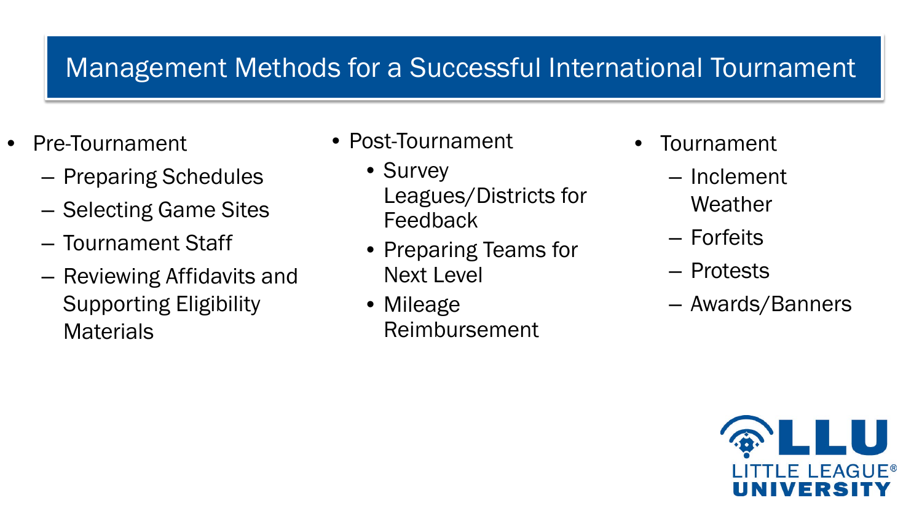# Management Methods for a Successful International Tournament

- Pre-Tournament
  - Preparing Schedules
  - Selecting Game Sites
  - Tournament Staff
  - Reviewing Affidavits and Supporting Eligibility Materials
- Post-Tournament
  - Survey Leagues/Districts for Feedback
  - Preparing Teams for Next Level
  - Mileage Reimbursement
- Tournament
  - Inclement Weather
  - Forfeits
  - Protests
  - Awards/Banners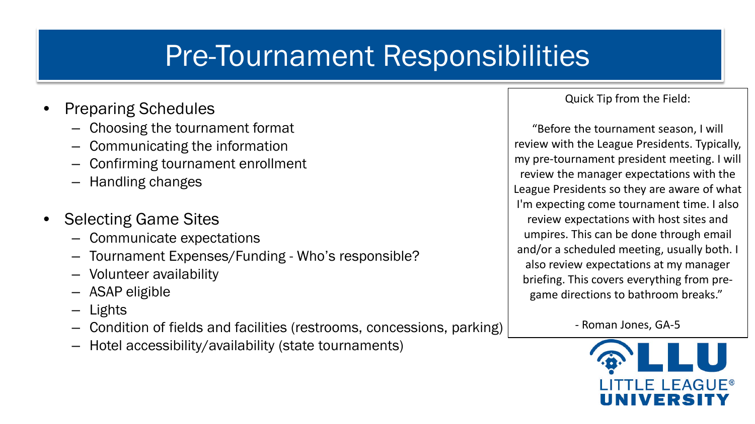# Pre-Tournament Responsibilities

- Preparing Schedules
  - Choosing the tournament format
  - Communicating the information
  - Confirming tournament enrollment
  - Handling changes
- Selecting Game Sites
  - Communicate expectations
  - Tournament Expenses/Funding - Who's responsible?
  - Volunteer availability
  - ASAP eligible
  - Lights
  - Condition of fields and facilities (restrooms, concessions, parking)
  - Hotel accessibility/availability (state tournaments)

Quick Tip from the Field:

"Before the tournament season, I will review with the League Presidents. Typically, my pre-tournament president meeting. I will review the manager expectations with the League Presidents so they are aware of what I'm expecting come tournament time. I also review expectations with host sites and umpires. This can be done through email and/or a scheduled meeting, usually both. I also review expectations at my manager briefing. This covers everything from pre-game directions to bathroom breaks."

- Roman Jones, GA-5

LLU LITTLE LEAGUE® UNIVERSITY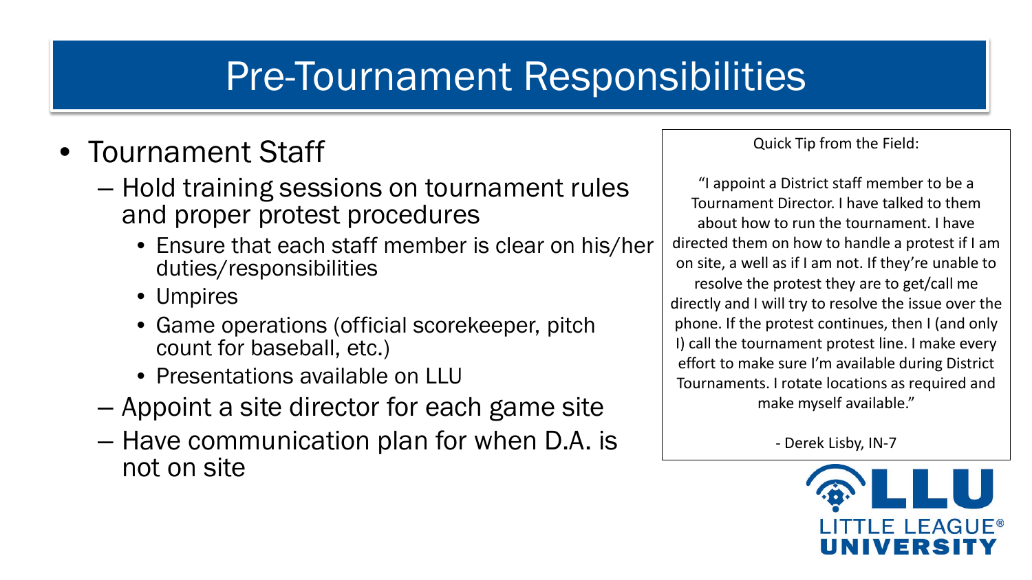# Pre-Tournament Responsibilities

- Tournament Staff
  - Hold training sessions on tournament rules and proper protest procedures
    - Ensure that each staff member is clear on his/her duties/responsibilities
    - Umpires
    - Game operations (official scorekeeper, pitch count for baseball, etc.)
    - Presentations available on LLU
  - Appoint a site director for each game site
  - Have communication plan for when D.A. is not on site

Quick Tip from the Field:

"I appoint a District staff member to be a Tournament Director. I have talked to them about how to run the tournament. I have directed them on how to handle a protest if I am on site, a well as if I am not. If they're unable to resolve the protest they are to get/call me directly and I will try to resolve the issue over the phone. If the protest continues, then I (and only I) call the tournament protest line. I make every effort to make sure I'm available during District Tournaments. I rotate locations as required and make myself available."

\- Derek Lisby, IN-7

LLU LITTLE LEAGUE® UNIVERSITY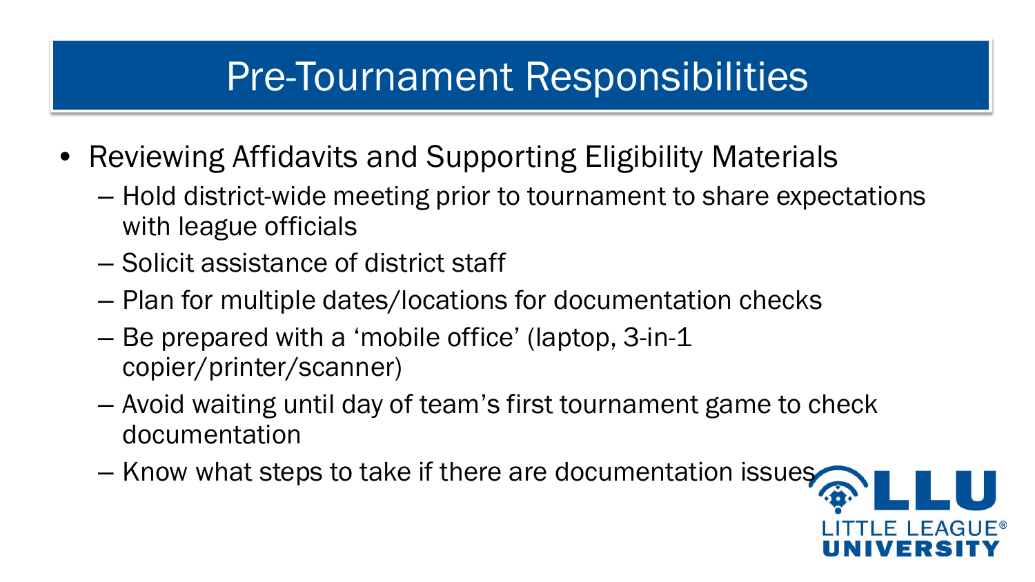# Pre-Tournament Responsibilities

- Reviewing Affidavits and Supporting Eligibility Materials
  - Hold district-wide meeting prior to tournament to share expectations with league officials
  - Solicit assistance of district staff
  - Plan for multiple dates/locations for documentation checks
  - Be prepared with a 'mobile office' (laptop, 3-in-1 copier/printer/scanner)
  - Avoid waiting until day of team's first tournament game to check documentation
  - Know what steps to take if there are documentation issues

LLU LITTLE LEAGUE® UNIVERSITY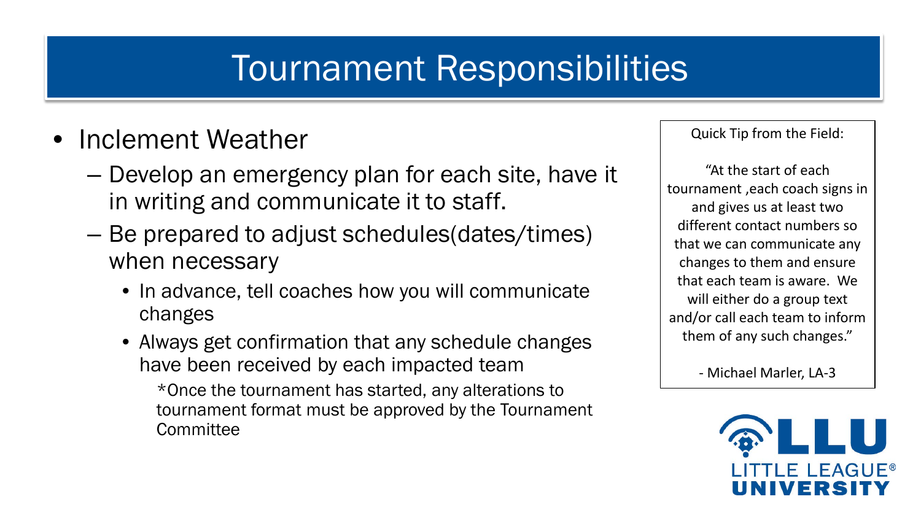# Tournament Responsibilities

- Inclement Weather
  - Develop an emergency plan for each site, have it in writing and communicate it to staff.
  - Be prepared to adjust schedules(dates/times) when necessary
    - In advance, tell coaches how you will communicate changes
    - Always get confirmation that any schedule changes have been received by each impacted team

      *Once the tournament has started, any alterations to tournament format must be approved by the Tournament Committee

> Quick Tip from the Field:
>
> "At the start of each tournament ,each coach signs in and gives us at least two different contact numbers so that we can communicate any changes to them and ensure that each team is aware. We will either do a group text and/or call each team to inform them of any such changes."
>
> - Michael Marler, LA-3

LLU LITTLE LEAGUE® UNIVERSITY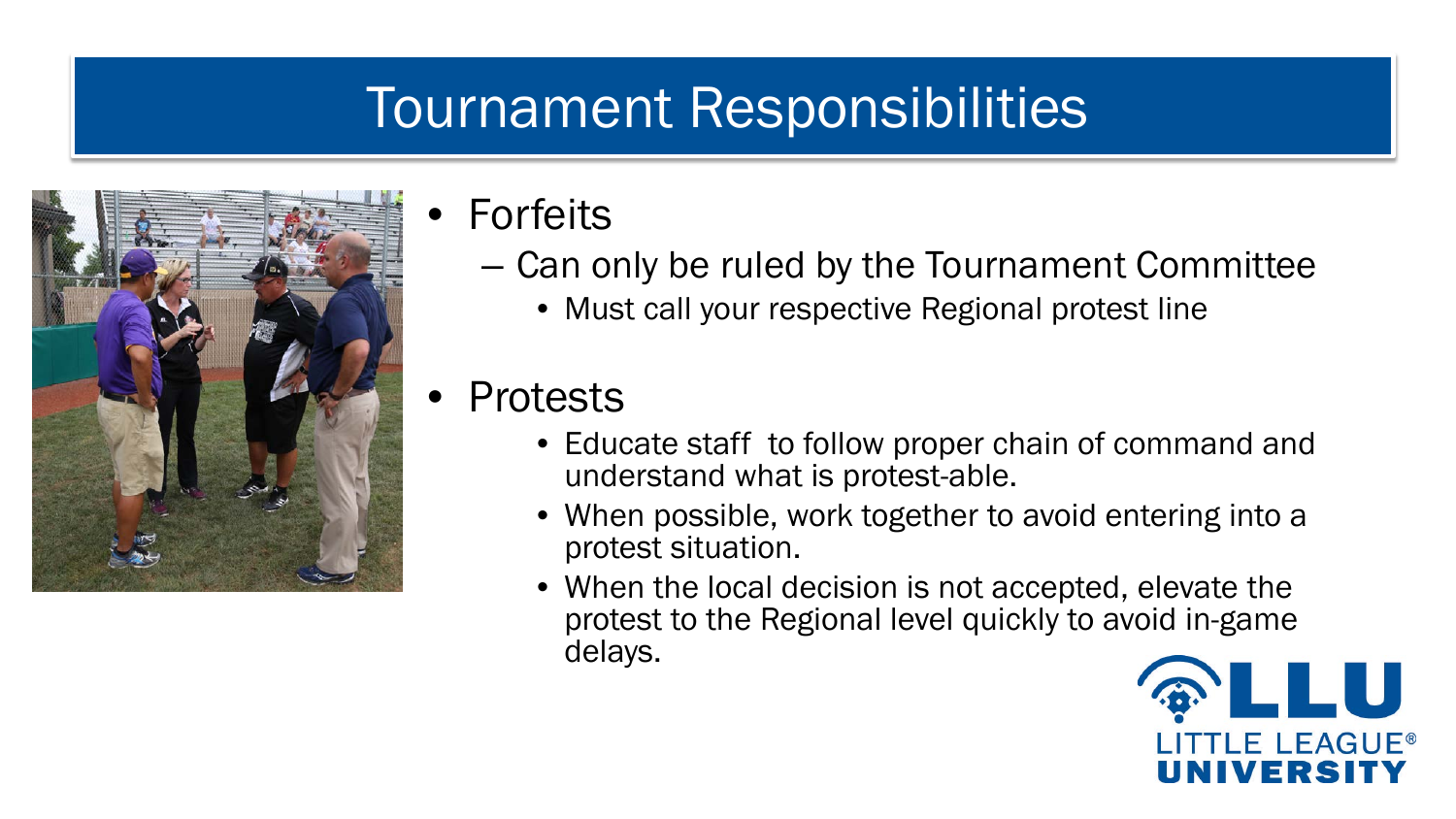# Tournament Responsibilities

- Forfeits
  - Can only be ruled by the Tournament Committee
    - Must call your respective Regional protest line
- Protests
    - Educate staff to follow proper chain of command and understand what is protest-able.
    - When possible, work together to avoid entering into a protest situation.
    - When the local decision is not accepted, elevate the protest to the Regional level quickly to avoid in-game delays.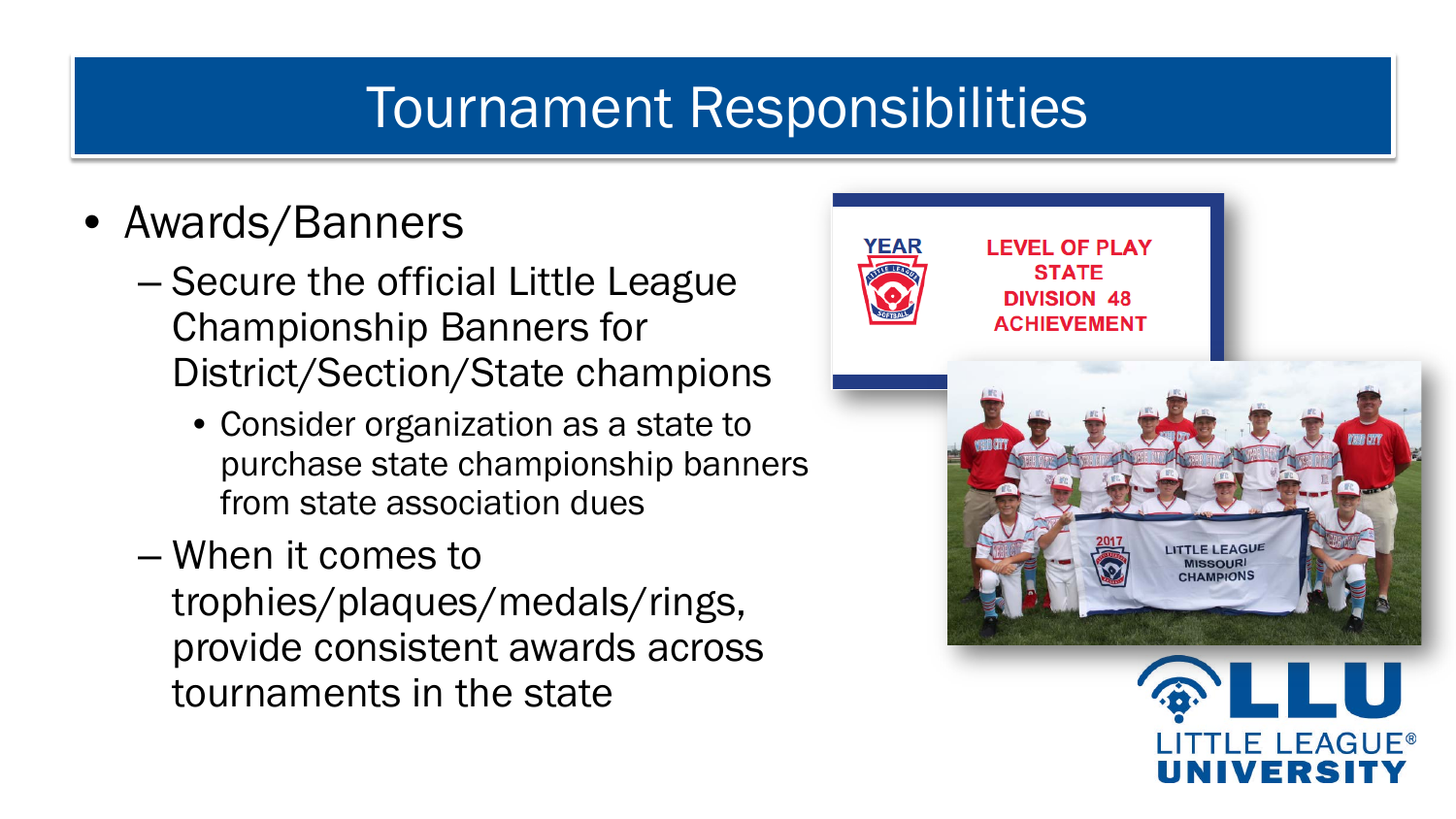# Tournament Responsibilities

- Awards/Banners
  - Secure the official Little League Championship Banners for District/Section/State champions
    - Consider organization as a state to purchase state championship banners from state association dues
  - When it comes to trophies/plaques/medals/rings, provide consistent awards across tournaments in the state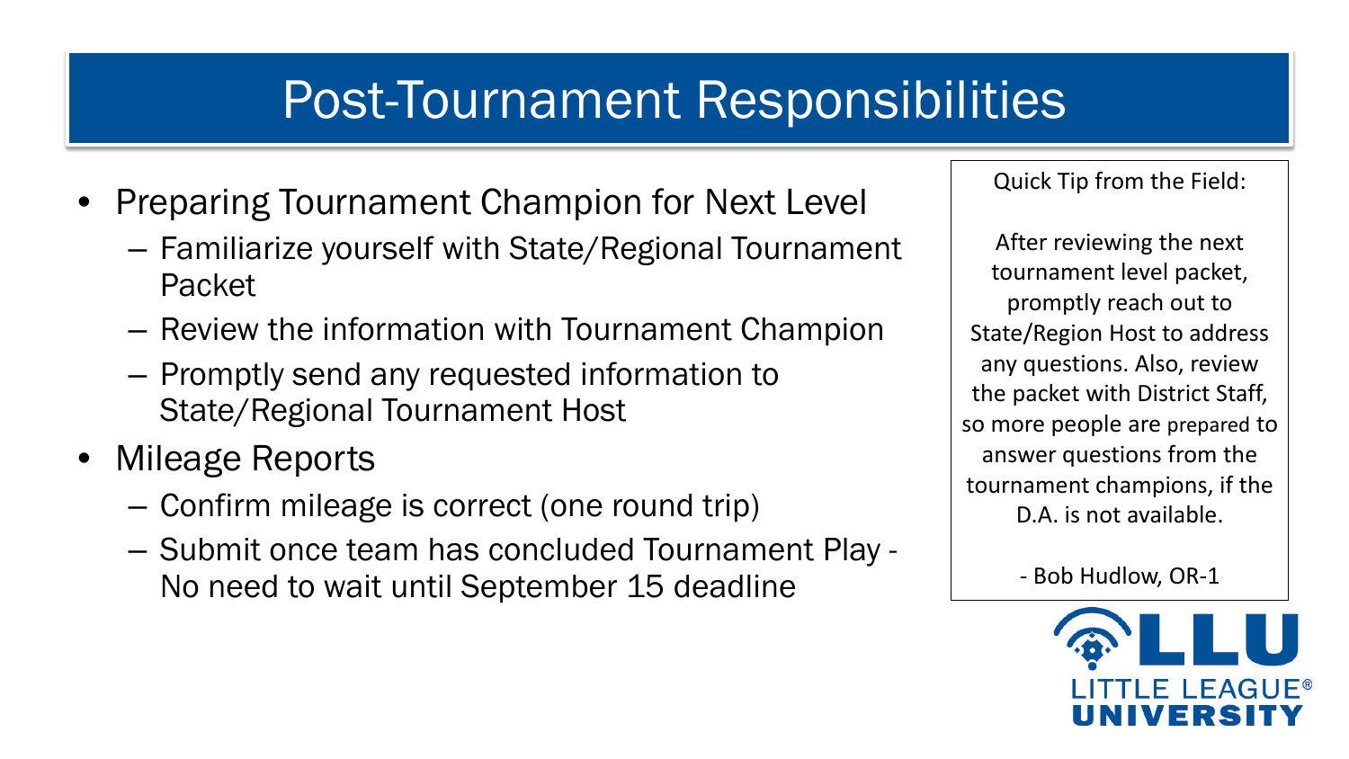# Post-Tournament Responsibilities

- Preparing Tournament Champion for Next Level
  - Familiarize yourself with State/Regional Tournament Packet
  - Review the information with Tournament Champion
  - Promptly send any requested information to State/Regional Tournament Host
- Mileage Reports
  - Confirm mileage is correct (one round trip)
  - Submit once team has concluded Tournament Play - No need to wait until September 15 deadline

> Quick Tip from the Field:
>
> After reviewing the next tournament level packet, promptly reach out to State/Region Host to address any questions. Also, review the packet with District Staff, so more people are prepared to answer questions from the tournament champions, if the D.A. is not available.
>
> \- Bob Hudlow, OR-1

LITTLE LEAGUE® UNIVERSITY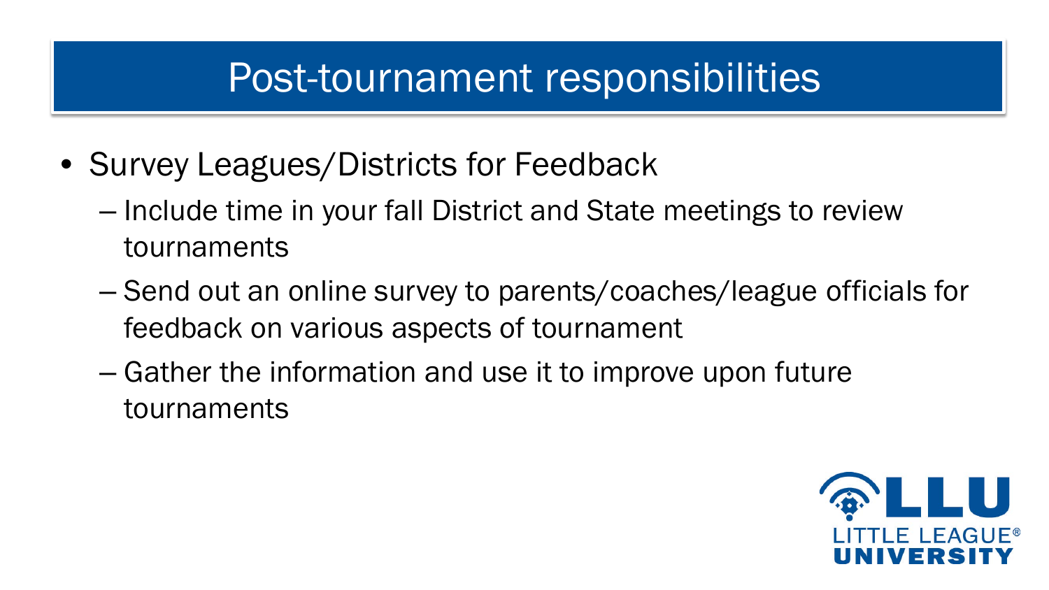# Post-tournament responsibilities

- Survey Leagues/Districts for Feedback
  - Include time in your fall District and State meetings to review tournaments
  - Send out an online survey to parents/coaches/league officials for feedback on various aspects of tournament
  - Gather the information and use it to improve upon future tournaments

LLU
LITTLE LEAGUE®
UNIVERSITY